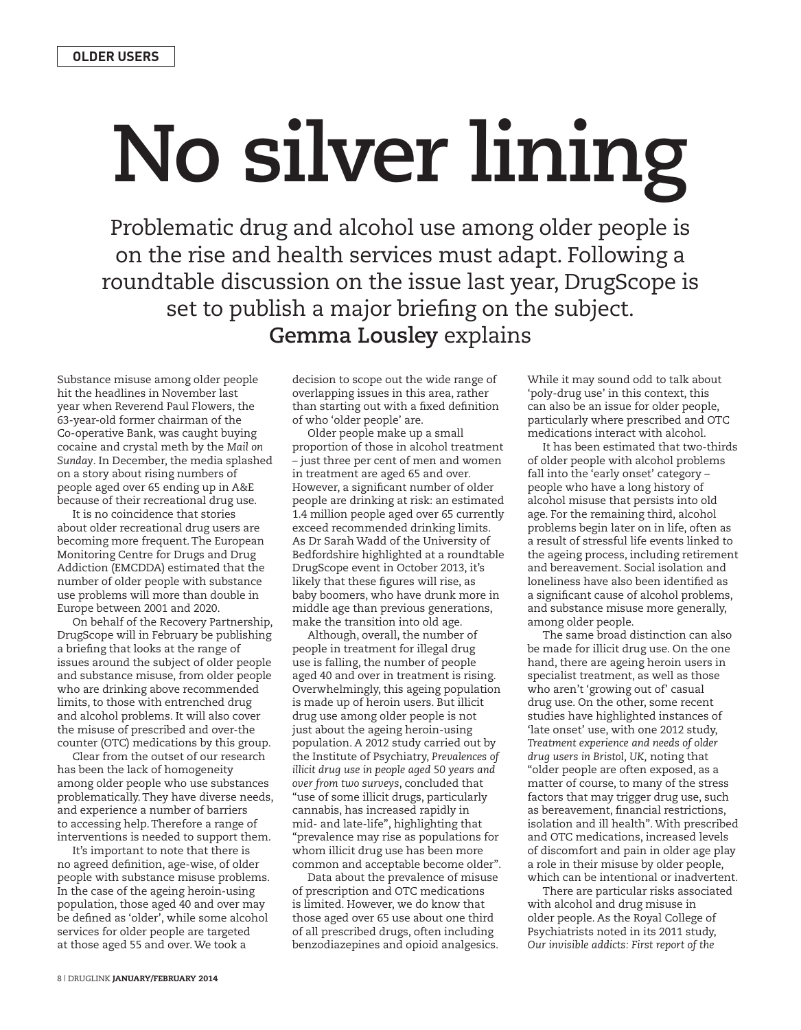OLDER USERS

# No silver lining

Problematic drug and alcohol use among older people is on the rise and health services must adapt. Following a roundtable discussion on the issue last year, DrugScope is set to publish a major briefing on the subject. **Gemma Lousley** explains

Substance misuse among older people hit the headlines in November last year when Reverend Paul Flowers, the 63-year-old former chairman of the Co-operative Bank, was caught buying cocaine and crystal meth by the *Mail on Sunday*. In December, the media splashed on a story about rising numbers of people aged over 65 ending up in A&E because of their recreational drug use.

It is no coincidence that stories about older recreational drug users are becoming more frequent. The European Monitoring Centre for Drugs and Drug Addiction (EMCDDA) estimated that the number of older people with substance use problems will more than double in Europe between 2001 and 2020.

On behalf of the Recovery Partnership, DrugScope will in February be publishing a briefing that looks at the range of issues around the subject of older people and substance misuse, from older people who are drinking above recommended limits, to those with entrenched drug and alcohol problems. It will also cover the misuse of prescribed and over-the counter (OTC) medications by this group.

Clear from the outset of our research has been the lack of homogeneity among older people who use substances problematically. They have diverse needs, and experience a number of barriers to accessing help. Therefore a range of interventions is needed to support them.

It's important to note that there is no agreed definition, age-wise, of older people with substance misuse problems. In the case of the ageing heroin-using population, those aged 40 and over may be defined as 'older', while some alcohol services for older people are targeted at those aged 55 and over. We took a decision to scope out the wide range of overlapping issues in this area, rather than starting out with a fixed definition of who 'older people' are.

Older people make up a small proportion of those in alcohol treatment – just three per cent of men and women in treatment are aged 65 and over. However, a significant number of older people are drinking at risk: an estimated 1.4 million people aged over 65 currently exceed recommended drinking limits. As Dr Sarah Wadd of the University of Bedfordshire highlighted at a roundtable DrugScope event in October 2013, it's likely that these figures will rise, as baby boomers, who have drunk more in middle age than previous generations, make the transition into old age.

Although, overall, the number of people in treatment for illegal drug use is falling, the number of people aged 40 and over in treatment is rising. Overwhelmingly, this ageing population is made up of heroin users. But illicit drug use among older people is not just about the ageing heroin-using population. A 2012 study carried out by the Institute of Psychiatry, *Prevalences of illicit drug use in people aged 50 years and over from two surveys*, concluded that "use of some illicit drugs, particularly cannabis, has increased rapidly in mid- and late-life", highlighting that "prevalence may rise as populations for whom illicit drug use has been more common and acceptable become older".

Data about the prevalence of misuse of prescription and OTC medications is limited. However, we do know that those aged over 65 use about one third of all prescribed drugs, often including benzodiazepines and opioid analgesics. While it may sound odd to talk about 'poly-drug use' in this context, this can also be an issue for older people, particularly where prescribed and OTC medications interact with alcohol.

It has been estimated that two-thirds of older people with alcohol problems fall into the 'early onset' category – people who have a long history of alcohol misuse that persists into old age. For the remaining third, alcohol problems begin later on in life, often as a result of stressful life events linked to the ageing process, including retirement and bereavement. Social isolation and loneliness have also been identified as a significant cause of alcohol problems, and substance misuse more generally, among older people.

The same broad distinction can also be made for illicit drug use. On the one hand, there are ageing heroin users in specialist treatment, as well as those who aren't 'growing out of' casual drug use. On the other, some recent studies have highlighted instances of 'late onset' use, with one 2012 study, *Treatment experience and needs of older drug users in Bristol, UK,* noting that "older people are often exposed, as a matter of course, to many of the stress factors that may trigger drug use, such as bereavement, financial restrictions, isolation and ill health". With prescribed and OTC medications, increased levels of discomfort and pain in older age play a role in their misuse by older people, which can be intentional or inadvertent.

There are particular risks associated with alcohol and drug misuse in older people. As the Royal College of Psychiatrists noted in its 2011 study, *Our invisible addicts: First report of the*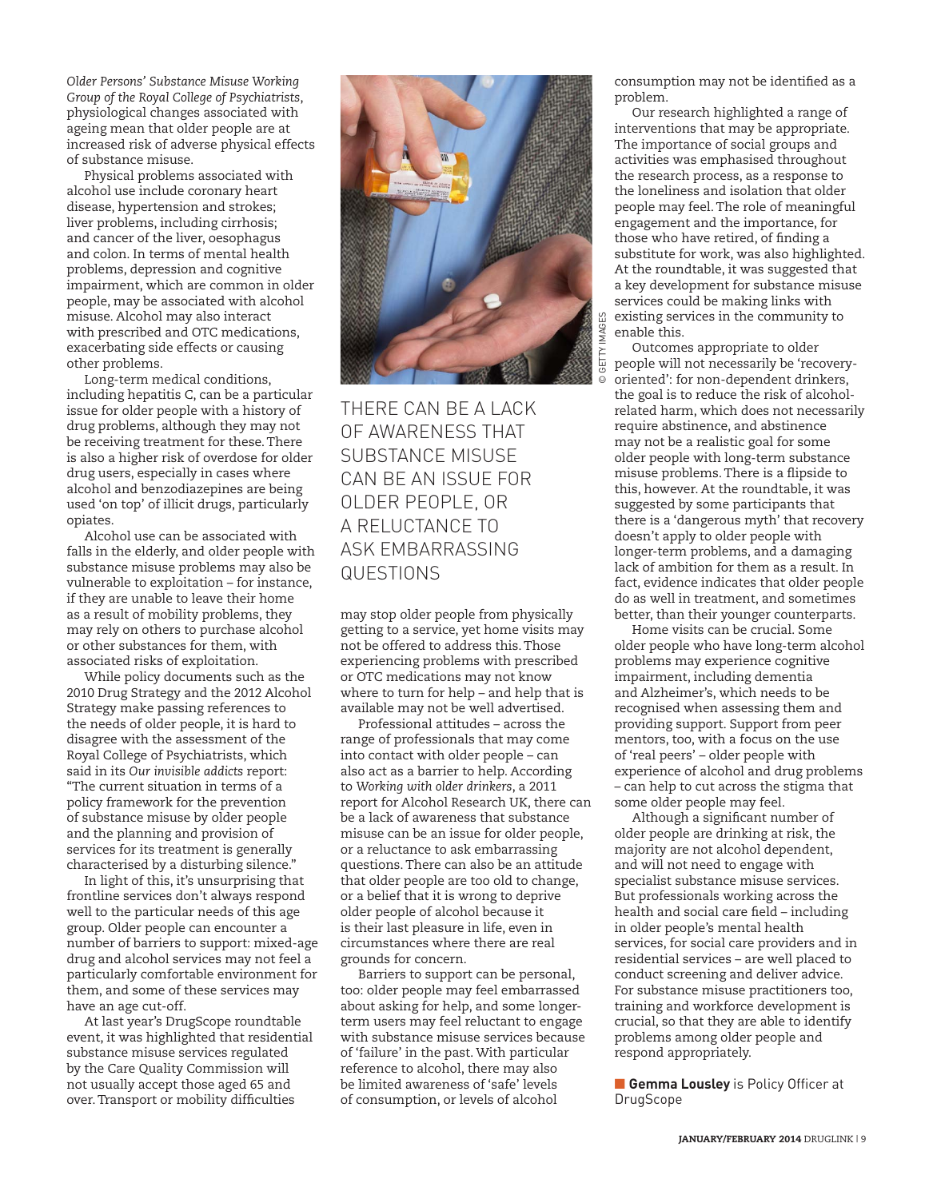*Older Persons' Substance Misuse Working Group of the Royal College of Psychiatrists*, physiological changes associated with ageing mean that older people are at increased risk of adverse physical effects of substance misuse.

Physical problems associated with alcohol use include coronary heart disease, hypertension and strokes; liver problems, including cirrhosis; and cancer of the liver, oesophagus and colon. In terms of mental health problems, depression and cognitive impairment, which are common in older people, may be associated with alcohol misuse. Alcohol may also interact with prescribed and OTC medications, exacerbating side effects or causing other problems.

Long-term medical conditions, including hepatitis C, can be a particular issue for older people with a history of drug problems, although they may not be receiving treatment for these. There is also a higher risk of overdose for older drug users, especially in cases where alcohol and benzodiazepines are being used 'on top' of illicit drugs, particularly opiates.

Alcohol use can be associated with falls in the elderly, and older people with substance misuse problems may also be vulnerable to exploitation – for instance, if they are unable to leave their home as a result of mobility problems, they may rely on others to purchase alcohol or other substances for them, with associated risks of exploitation.

While policy documents such as the 2010 Drug Strategy and the 2012 Alcohol Strategy make passing references to the needs of older people, it is hard to disagree with the assessment of the Royal College of Psychiatrists, which said in its *Our invisible addicts* report: "The current situation in terms of a policy framework for the prevention of substance misuse by older people and the planning and provision of services for its treatment is generally characterised by a disturbing silence."

In light of this, it's unsurprising that frontline services don't always respond well to the particular needs of this age group. Older people can encounter a number of barriers to support: mixed-age drug and alcohol services may not feel a particularly comfortable environment for them, and some of these services may have an age cut-off.

At last year's DrugScope roundtable event, it was highlighted that residential substance misuse services regulated by the Care Quality Commission will not usually accept those aged 65 and over. Transport or mobility difficulties may stop older people from physically getting to a service, yet home visits may not be offered to address this. Those experiencing problems with prescribed or OTC medications may not know where to turn for help – and help that is available may not be well advertised.

THERE CAN BE A LACK OF AWARENESS THAT SUBSTANCE MISUSE CAN BE AN ISSUE FOR OLDER PEOPLE, OR A RELUCTANCE TO ASK EMBARRASSING QUESTIONS

Professional attitudes – across the range of professionals that may come into contact with older people – can also act as a barrier to help. According to *Working with older drinkers*, a 2011 report for Alcohol Research UK, there can be a lack of awareness that substance misuse can be an issue for older people, or a reluctance to ask embarrassing questions. There can also be an attitude that older people are too old to change, or a belief that it is wrong to deprive older people of alcohol because it is their last pleasure in life, even in circumstances where there are real grounds for concern.

Barriers to support can be personal, too: older people may feel embarrassed about asking for help, and some longer-term users may feel reluctant to engage with substance misuse services because of 'failure' in the past. With particular reference to alcohol, there may also be limited awareness of 'safe' levels of consumption, or levels of alcohol consumption may not be identified as a problem.

Our research highlighted a range of interventions that may be appropriate. The importance of social groups and activities was emphasised throughout the research process, as a response to the loneliness and isolation that older people may feel. The role of meaningful engagement and the importance, for those who have retired, of finding a substitute for work, was also highlighted. At the roundtable, it was suggested that a key development for substance misuse services could be making links with existing services in the community to enable this.

Outcomes appropriate to older people will not necessarily be 'recovery-oriented': for non-dependent drinkers, the goal is to reduce the risk of alcohol-related harm, which does not necessarily require abstinence, and abstinence may not be a realistic goal for some older people with long-term substance misuse problems. There is a flipside to this, however. At the roundtable, it was suggested by some participants that there is a 'dangerous myth' that recovery doesn't apply to older people with longer-term problems, and a damaging lack of ambition for them as a result. In fact, evidence indicates that older people do as well in treatment, and sometimes better, than their younger counterparts.

Home visits can be crucial. Some older people who have long-term alcohol problems may experience cognitive impairment, including dementia and Alzheimer's, which needs to be recognised when assessing them and providing support. Support from peer mentors, too, with a focus on the use of 'real peers' – older people with experience of alcohol and drug problems – can help to cut across the stigma that some older people may feel.

Although a significant number of older people are drinking at risk, the majority are not alcohol dependent, and will not need to engage with specialist substance misuse services. But professionals working across the health and social care field – including in older people's mental health services, for social care providers and in residential services – are well placed to conduct screening and deliver advice. For substance misuse practitioners too, training and workforce development is crucial, so that they are able to identify problems among older people and respond appropriately.

■ **Gemma Lousley** is Policy Officer at DrugScope